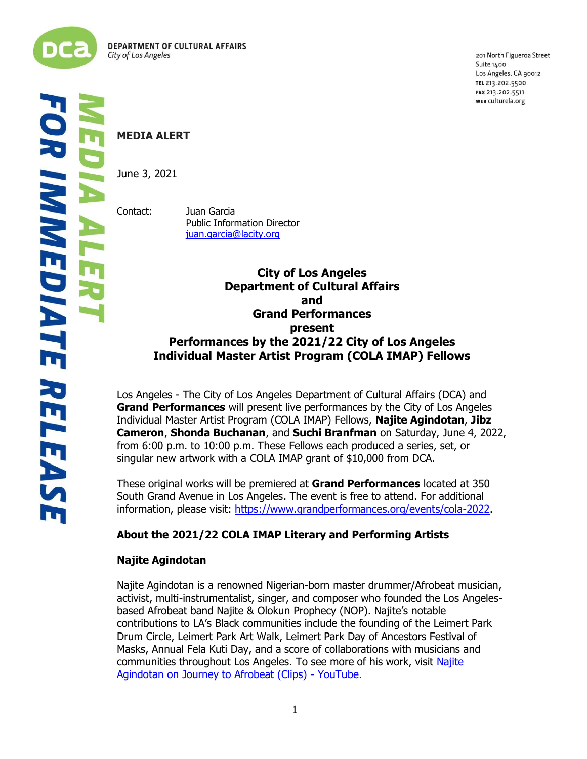**DEPARTMENT OF CULTURAL AFFAIRS**
*City of Los Angeles*

201 North Figueroa Street
Suite 1400
Los Angeles, CA 90012
TEL 213.202.5500
FAX 213.202.5511
WEB culturela.org

*MEDIA ALERT*
*FOR IMMEDIATE RELEASE*

**MEDIA ALERT**

June 3, 2021

Contact: Juan Garcia
Public Information Director
juan.garcia@lacity.org

**City of Los Angeles**
**Department of Cultural Affairs**
**and**
**Grand Performances**
**present**
**Performances by the 2021/22 City of Los Angeles Individual Master Artist Program (COLA IMAP) Fellows**

Los Angeles - The City of Los Angeles Department of Cultural Affairs (DCA) and **Grand Performances** will present live performances by the City of Los Angeles Individual Master Artist Program (COLA IMAP) Fellows, **Najite Agindotan**, **Jibz Cameron**, **Shonda Buchanan**, and **Suchi Branfman** on Saturday, June 4, 2022, from 6:00 p.m. to 10:00 p.m. These Fellows each produced a series, set, or singular new artwork with a COLA IMAP grant of $10,000 from DCA.

These original works will be premiered at **Grand Performances** located at 350 South Grand Avenue in Los Angeles. The event is free to attend. For additional information, please visit: https://www.grandperformances.org/events/cola-2022.

### About the 2021/22 COLA IMAP Literary and Performing Artists

#### Najite Agindotan

Najite Agindotan is a renowned Nigerian-born master drummer/Afrobeat musician, activist, multi-instrumentalist, singer, and composer who founded the Los Angeles-based Afrobeat band Najite & Olokun Prophecy (NOP). Najite's notable contributions to LA's Black communities include the founding of the Leimert Park Drum Circle, Leimert Park Art Walk, Leimert Park Day of Ancestors Festival of Masks, Annual Fela Kuti Day, and a score of collaborations with musicians and communities throughout Los Angeles. To see more of his work, visit Najite Agindotan on Journey to Afrobeat (Clips) - YouTube.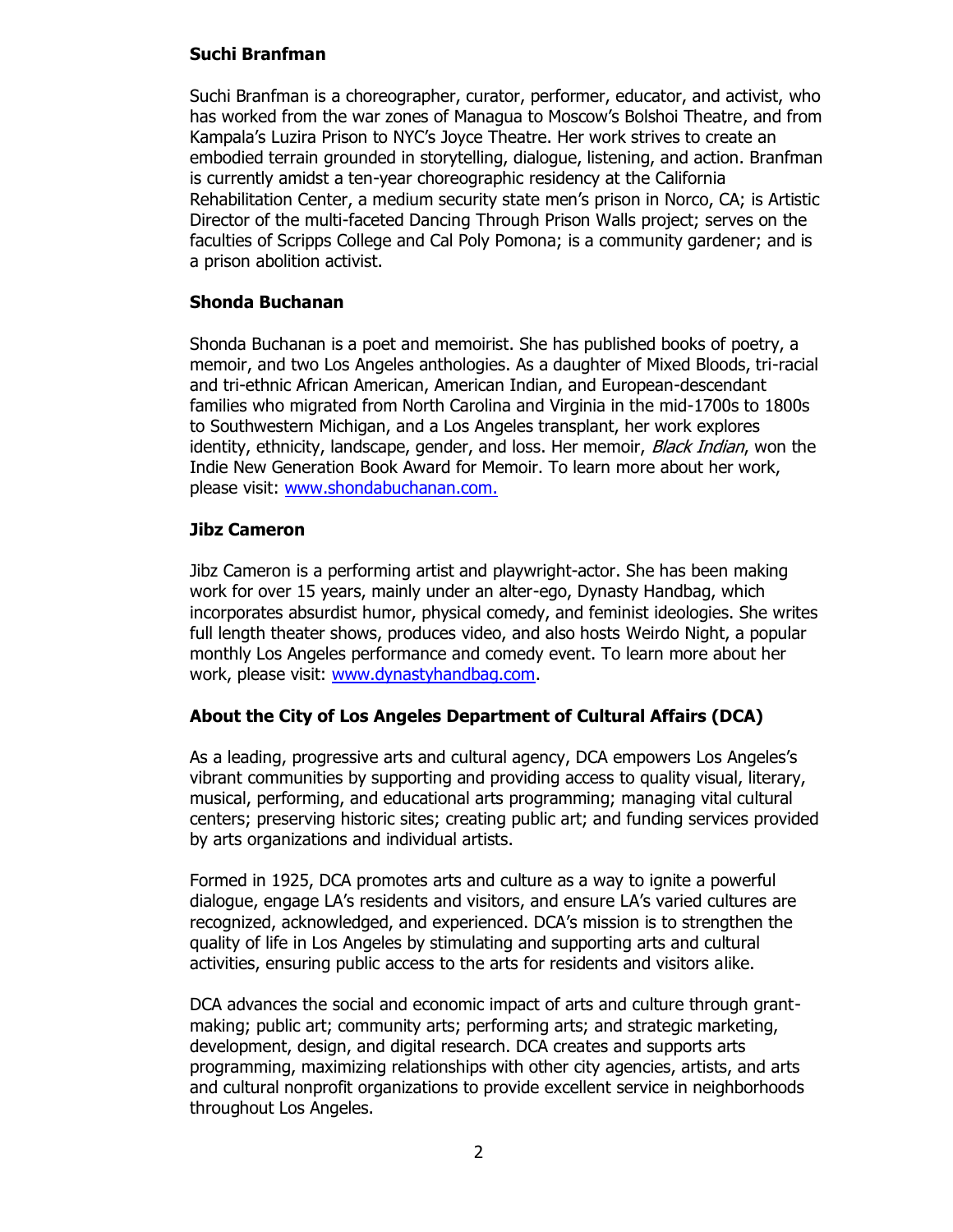**Suchi Branfman**

Suchi Branfman is a choreographer, curator, performer, educator, and activist, who has worked from the war zones of Managua to Moscow's Bolshoi Theatre, and from Kampala's Luzira Prison to NYC's Joyce Theatre. Her work strives to create an embodied terrain grounded in storytelling, dialogue, listening, and action. Branfman is currently amidst a ten-year choreographic residency at the California Rehabilitation Center, a medium security state men's prison in Norco, CA; is Artistic Director of the multi-faceted Dancing Through Prison Walls project; serves on the faculties of Scripps College and Cal Poly Pomona; is a community gardener; and is a prison abolition activist.

**Shonda Buchanan**

Shonda Buchanan is a poet and memoirist. She has published books of poetry, a memoir, and two Los Angeles anthologies. As a daughter of Mixed Bloods, tri-racial and tri-ethnic African American, American Indian, and European-descendant families who migrated from North Carolina and Virginia in the mid-1700s to 1800s to Southwestern Michigan, and a Los Angeles transplant, her work explores identity, ethnicity, landscape, gender, and loss. Her memoir, *Black Indian*, won the Indie New Generation Book Award for Memoir. To learn more about her work, please visit: [www.shondabuchanan.com.](http://www.shondabuchanan.com)

**Jibz Cameron**

Jibz Cameron is a performing artist and playwright-actor. She has been making work for over 15 years, mainly under an alter-ego, Dynasty Handbag, which incorporates absurdist humor, physical comedy, and feminist ideologies. She writes full length theater shows, produces video, and also hosts Weirdo Night, a popular monthly Los Angeles performance and comedy event. To learn more about her work, please visit: [www.dynastyhandbag.com](http://www.dynastyhandbag.com).

**About the City of Los Angeles Department of Cultural Affairs (DCA)**

As a leading, progressive arts and cultural agency, DCA empowers Los Angeles's vibrant communities by supporting and providing access to quality visual, literary, musical, performing, and educational arts programming; managing vital cultural centers; preserving historic sites; creating public art; and funding services provided by arts organizations and individual artists.

Formed in 1925, DCA promotes arts and culture as a way to ignite a powerful dialogue, engage LA's residents and visitors, and ensure LA's varied cultures are recognized, acknowledged, and experienced. DCA's mission is to strengthen the quality of life in Los Angeles by stimulating and supporting arts and cultural activities, ensuring public access to the arts for residents and visitors alike.

DCA advances the social and economic impact of arts and culture through grant-making; public art; community arts; performing arts; and strategic marketing, development, design, and digital research. DCA creates and supports arts programming, maximizing relationships with other city agencies, artists, and arts and cultural nonprofit organizations to provide excellent service in neighborhoods throughout Los Angeles.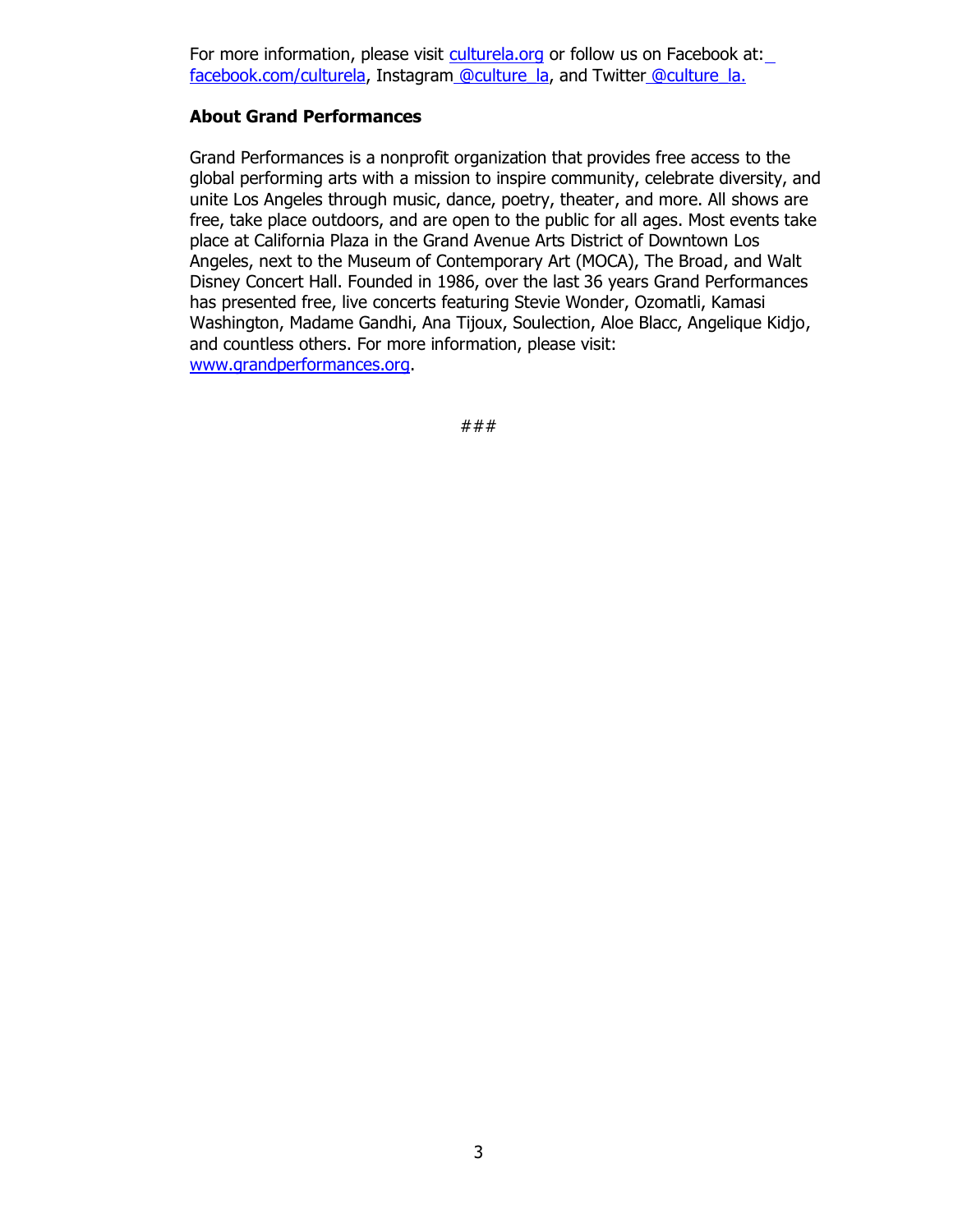For more information, please visit culturela.org or follow us on Facebook at: facebook.com/culturela, Instagram @culture_la, and Twitter @culture_la.

**About Grand Performances**

Grand Performances is a nonprofit organization that provides free access to the global performing arts with a mission to inspire community, celebrate diversity, and unite Los Angeles through music, dance, poetry, theater, and more. All shows are free, take place outdoors, and are open to the public for all ages. Most events take place at California Plaza in the Grand Avenue Arts District of Downtown Los Angeles, next to the Museum of Contemporary Art (MOCA), The Broad, and Walt Disney Concert Hall. Founded in 1986, over the last 36 years Grand Performances has presented free, live concerts featuring Stevie Wonder, Ozomatli, Kamasi Washington, Madame Gandhi, Ana Tijoux, Soulection, Aloe Blacc, Angelique Kidjo, and countless others. For more information, please visit: www.grandperformances.org.

###